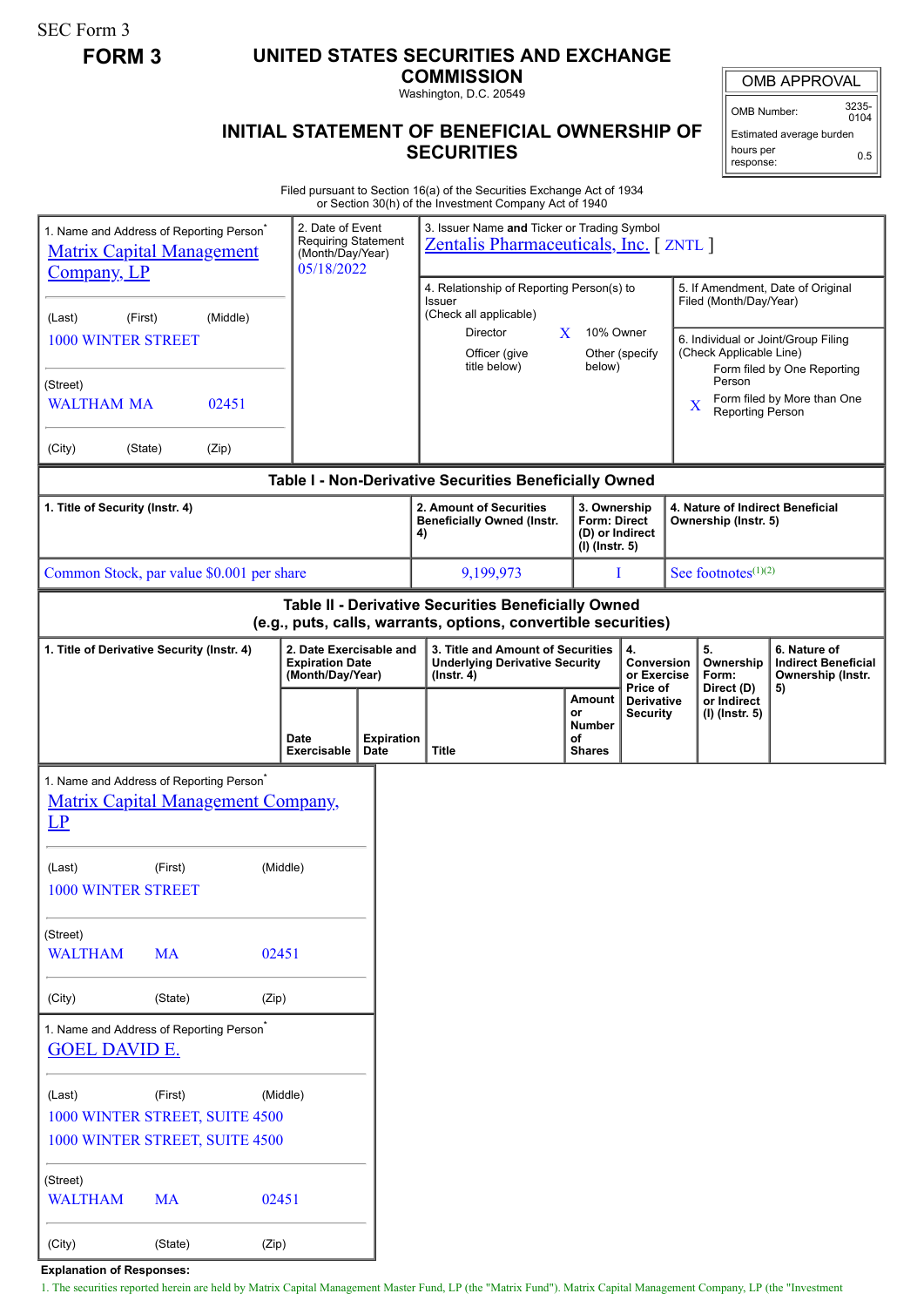SEC Form 3

**FORM 3**

# UNITED STATES SECURITIES AND EXCHANGE COMMISSION

Washington, D.C. 20549

## INITIAL STATEMENT OF BENEFICIAL OWNERSHIP OF SECURITIES

| OMB APPROVAL | |
|---|---|
| OMB Number: | 3235-0104 |
| Estimated average burden | |
| hours per response: | 0.5 |

Filed pursuant to Section 16(a) of the Securities Exchange Act of 1934 or Section 30(h) of the Investment Company Act of 1940

1. Name and Address of Reporting Person*
Matrix Capital Management Company, LP

(Last) (First) (Middle)
1000 WINTER STREET

(Street)
WALTHAM MA 02451

(City) (State) (Zip)

2. Date of Event Requiring Statement (Month/Day/Year)
05/18/2022

3. Issuer Name **and** Ticker or Trading Symbol
Zentalis Pharmaceuticals, Inc. [ ZNTL ]

4. Relationship of Reporting Person(s) to Issuer (Check all applicable)
Director
X 10% Owner
Officer (give title below)
Other (specify below)

5. If Amendment, Date of Original Filed (Month/Day/Year)

6. Individual or Joint/Group Filing (Check Applicable Line)
Form filed by One Reporting Person
X Form filed by More than One Reporting Person

### Table I - Non-Derivative Securities Beneficially Owned

| 1. Title of Security (Instr. 4) | 2. Amount of Securities Beneficially Owned (Instr. 4) | 3. Ownership Form: Direct (D) or Indirect (I) (Instr. 5) | 4. Nature of Indirect Beneficial Ownership (Instr. 5) |
|---|---|---|---|
| Common Stock, par value $0.001 per share | 9,199,973 | I | See footnotes[(1)(2)] |

### Table II - Derivative Securities Beneficially Owned (e.g., puts, calls, warrants, options, convertible securities)

| 1. Title of Derivative Security (Instr. 4) | 2. Date Exercisable and Expiration Date (Month/Day/Year) | | 3. Title and Amount of Securities Underlying Derivative Security (Instr. 4) | | 4. Conversion or Exercise Price of Derivative Security | 5. Ownership Form: Direct (D) or Indirect (I) (Instr. 5) | 6. Nature of Indirect Beneficial Ownership (Instr. 5) |
|---|---|---|---|---|---|---|---|
| | Date Exercisable | Expiration Date | Title | Amount or Number of Shares | | | |

1. Name and Address of Reporting Person*
Matrix Capital Management Company, LP

(Last) (First) (Middle)
1000 WINTER STREET

(Street)
WALTHAM MA 02451

(City) (State) (Zip)

1. Name and Address of Reporting Person*
GOEL DAVID E.

(Last) (First) (Middle)
1000 WINTER STREET, SUITE 4500
1000 WINTER STREET, SUITE 4500

(Street)
WALTHAM MA 02451

(City) (State) (Zip)

**Explanation of Responses:**

1. The securities reported herein are held by Matrix Capital Management Master Fund, LP (the "Matrix Fund"). Matrix Capital Management Company, LP (the "Investment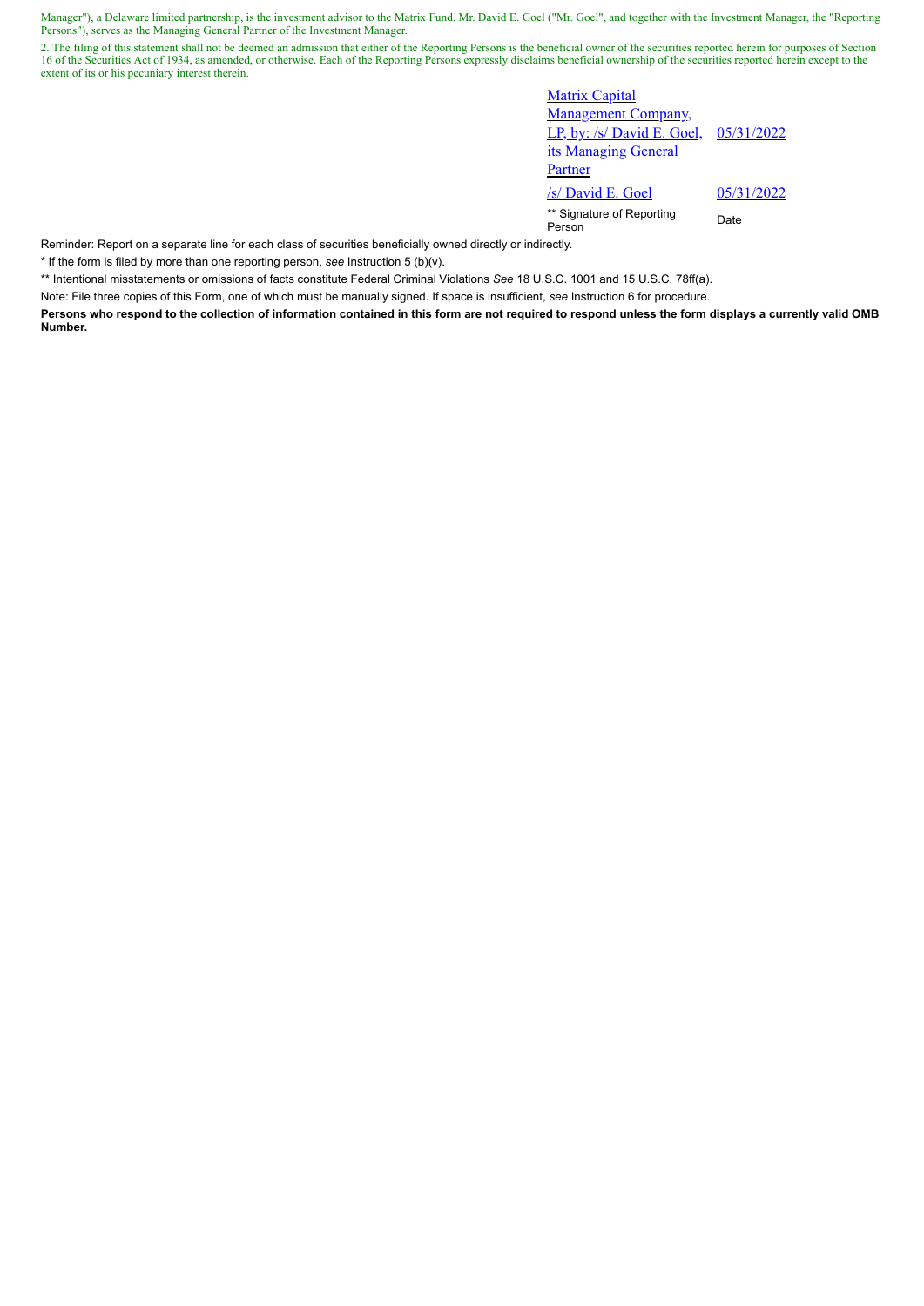Manager"), a Delaware limited partnership, is the investment advisor to the Matrix Fund. Mr. David E. Goel ("Mr. Goel", and together with the Investment Manager, the "Reporting Persons"), serves as the Managing General Partner of the Investment Manager.

2. The filing of this statement shall not be deemed an admission that either of the Reporting Persons is the beneficial owner of the securities reported herein for purposes of Section 16 of the Securities Act of 1934, as amended, or otherwise. Each of the Reporting Persons expressly disclaims beneficial ownership of the securities reported herein except to the extent of its or his pecuniary interest therein.

| | |
|---|---|
| Matrix Capital Management Company, LP, by: /s/ David E. Goel, its Managing General Partner | 05/31/2022 |
| /s/ David E. Goel | 05/31/2022 |
| ** Signature of Reporting Person | Date |

Reminder: Report on a separate line for each class of securities beneficially owned directly or indirectly.

* If the form is filed by more than one reporting person, *see* Instruction 5 (b)(v).

** Intentional misstatements or omissions of facts constitute Federal Criminal Violations *See* 18 U.S.C. 1001 and 15 U.S.C. 78ff(a).

Note: File three copies of this Form, one of which must be manually signed. If space is insufficient, *see* Instruction 6 for procedure.

**Persons who respond to the collection of information contained in this form are not required to respond unless the form displays a currently valid OMB Number.**